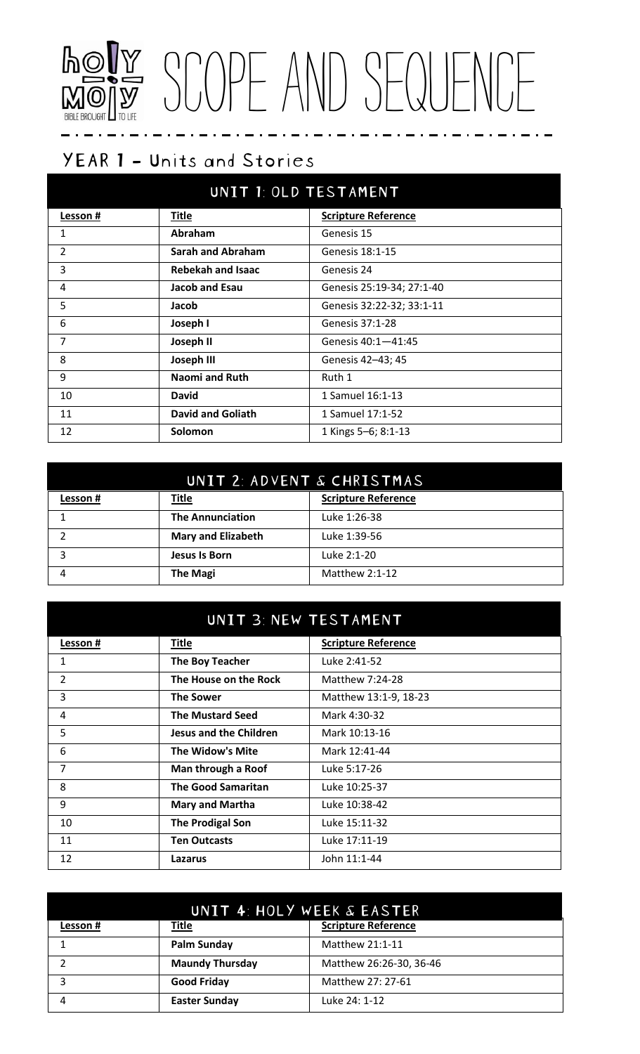# holy moly SCOPE AND SEQUENCE

BIBLE BROUGHT TO LIFE

## YEAR 1 – Units and Stories

### UNIT 1: OLD TESTAMENT

| Lesson # | Title | Scripture Reference |
|---|---|---|
| 1 | **Abraham** | Genesis 15 |
| 2 | **Sarah and Abraham** | Genesis 18:1-15 |
| 3 | **Rebekah and Isaac** | Genesis 24 |
| 4 | **Jacob and Esau** | Genesis 25:19-34; 27:1-40 |
| 5 | **Jacob** | Genesis 32:22-32; 33:1-11 |
| 6 | **Joseph I** | Genesis 37:1-28 |
| 7 | **Joseph II** | Genesis 40:1—41:45 |
| 8 | **Joseph III** | Genesis 42–43; 45 |
| 9 | **Naomi and Ruth** | Ruth 1 |
| 10 | **David** | 1 Samuel 16:1-13 |
| 11 | **David and Goliath** | 1 Samuel 17:1-52 |
| 12 | **Solomon** | 1 Kings 5–6; 8:1-13 |

### UNIT 2: ADVENT & CHRISTMAS

| Lesson # | Title | Scripture Reference |
|---|---|---|
| 1 | **The Annunciation** | Luke 1:26-38 |
| 2 | **Mary and Elizabeth** | Luke 1:39-56 |
| 3 | **Jesus Is Born** | Luke 2:1-20 |
| 4 | **The Magi** | Matthew 2:1-12 |

### UNIT 3: NEW TESTAMENT

| Lesson # | Title | Scripture Reference |
|---|---|---|
| 1 | **The Boy Teacher** | Luke 2:41-52 |
| 2 | **The House on the Rock** | Matthew 7:24-28 |
| 3 | **The Sower** | Matthew 13:1-9, 18-23 |
| 4 | **The Mustard Seed** | Mark 4:30-32 |
| 5 | **Jesus and the Children** | Mark 10:13-16 |
| 6 | **The Widow's Mite** | Mark 12:41-44 |
| 7 | **Man through a Roof** | Luke 5:17-26 |
| 8 | **The Good Samaritan** | Luke 10:25-37 |
| 9 | **Mary and Martha** | Luke 10:38-42 |
| 10 | **The Prodigal Son** | Luke 15:11-32 |
| 11 | **Ten Outcasts** | Luke 17:11-19 |
| 12 | **Lazarus** | John 11:1-44 |

### UNIT 4: HOLY WEEK & EASTER

| Lesson # | Title | Scripture Reference |
|---|---|---|
| 1 | **Palm Sunday** | Matthew 21:1-11 |
| 2 | **Maundy Thursday** | Matthew 26:26-30, 36-46 |
| 3 | **Good Friday** | Matthew 27: 27-61 |
| 4 | **Easter Sunday** | Luke 24: 1-12 |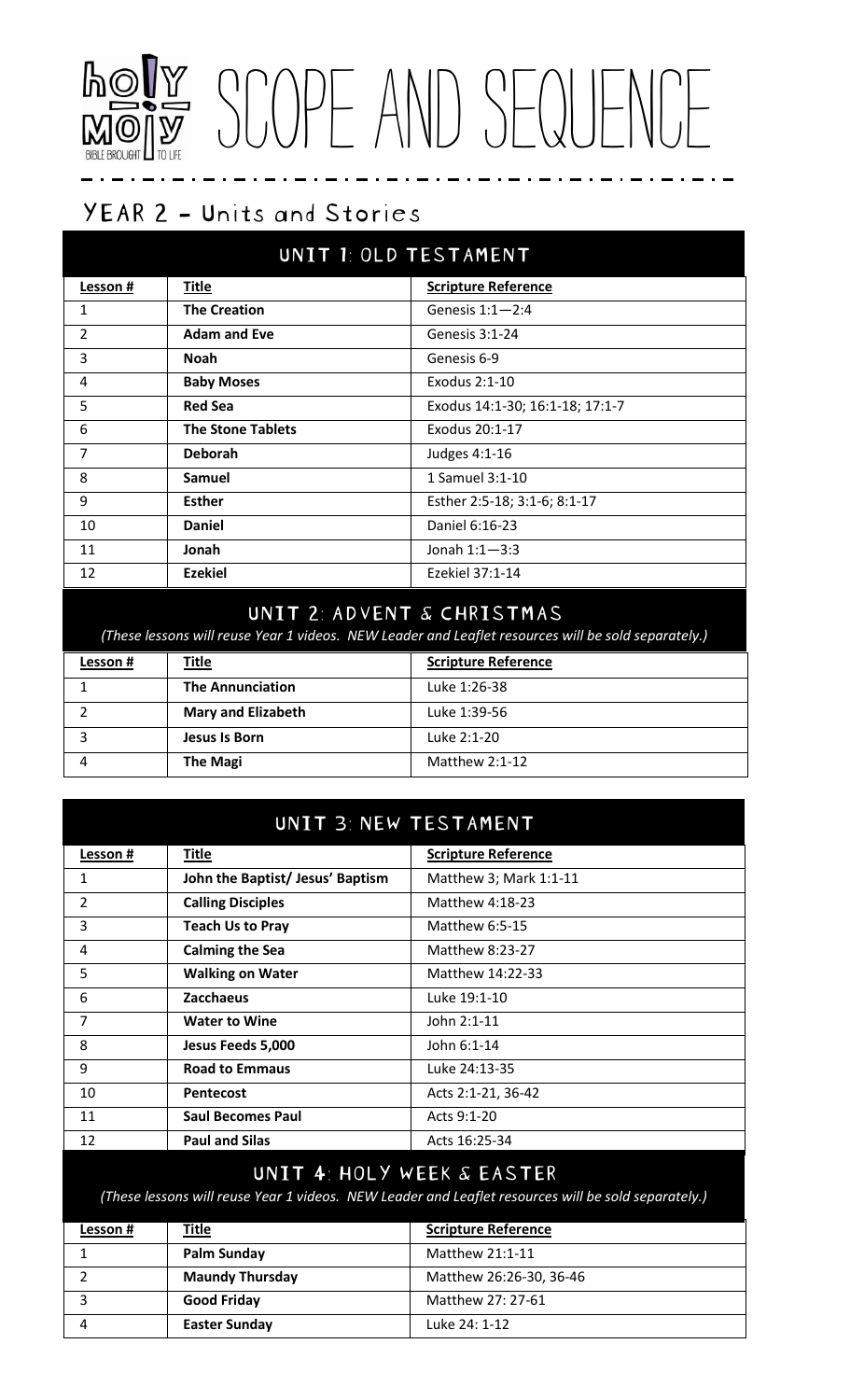# holy moly BIBLE BROUGHT TO LIFE SCOPE AND SEQUENCE

## YEAR 2 – Units and Stories

### UNIT 1: OLD TESTAMENT

| Lesson # | Title | Scripture Reference |
|---|---|---|
| 1 | **The Creation** | Genesis 1:1—2:4 |
| 2 | **Adam and Eve** | Genesis 3:1-24 |
| 3 | **Noah** | Genesis 6-9 |
| 4 | **Baby Moses** | Exodus 2:1-10 |
| 5 | **Red Sea** | Exodus 14:1-30; 16:1-18; 17:1-7 |
| 6 | **The Stone Tablets** | Exodus 20:1-17 |
| 7 | **Deborah** | Judges 4:1-16 |
| 8 | **Samuel** | 1 Samuel 3:1-10 |
| 9 | **Esther** | Esther 2:5-18; 3:1-6; 8:1-17 |
| 10 | **Daniel** | Daniel 6:16-23 |
| 11 | **Jonah** | Jonah 1:1—3:3 |
| 12 | **Ezekiel** | Ezekiel 37:1-14 |

### UNIT 2: ADVENT & CHRISTMAS

*(These lessons will reuse Year 1 videos. NEW Leader and Leaflet resources will be sold separately.)*

| Lesson # | Title | Scripture Reference |
|---|---|---|
| 1 | **The Annunciation** | Luke 1:26-38 |
| 2 | **Mary and Elizabeth** | Luke 1:39-56 |
| 3 | **Jesus Is Born** | Luke 2:1-20 |
| 4 | **The Magi** | Matthew 2:1-12 |

### UNIT 3: NEW TESTAMENT

| Lesson # | Title | Scripture Reference |
|---|---|---|
| 1 | **John the Baptist/ Jesus' Baptism** | Matthew 3; Mark 1:1-11 |
| 2 | **Calling Disciples** | Matthew 4:18-23 |
| 3 | **Teach Us to Pray** | Matthew 6:5-15 |
| 4 | **Calming the Sea** | Matthew 8:23-27 |
| 5 | **Walking on Water** | Matthew 14:22-33 |
| 6 | **Zacchaeus** | Luke 19:1-10 |
| 7 | **Water to Wine** | John 2:1-11 |
| 8 | **Jesus Feeds 5,000** | John 6:1-14 |
| 9 | **Road to Emmaus** | Luke 24:13-35 |
| 10 | **Pentecost** | Acts 2:1-21, 36-42 |
| 11 | **Saul Becomes Paul** | Acts 9:1-20 |
| 12 | **Paul and Silas** | Acts 16:25-34 |

### UNIT 4: HOLY WEEK & EASTER

*(These lessons will reuse Year 1 videos. NEW Leader and Leaflet resources will be sold separately.)*

| Lesson # | Title | Scripture Reference |
|---|---|---|
| 1 | **Palm Sunday** | Matthew 21:1-11 |
| 2 | **Maundy Thursday** | Matthew 26:26-30, 36-46 |
| 3 | **Good Friday** | Matthew 27: 27-61 |
| 4 | **Easter Sunday** | Luke 24: 1-12 |